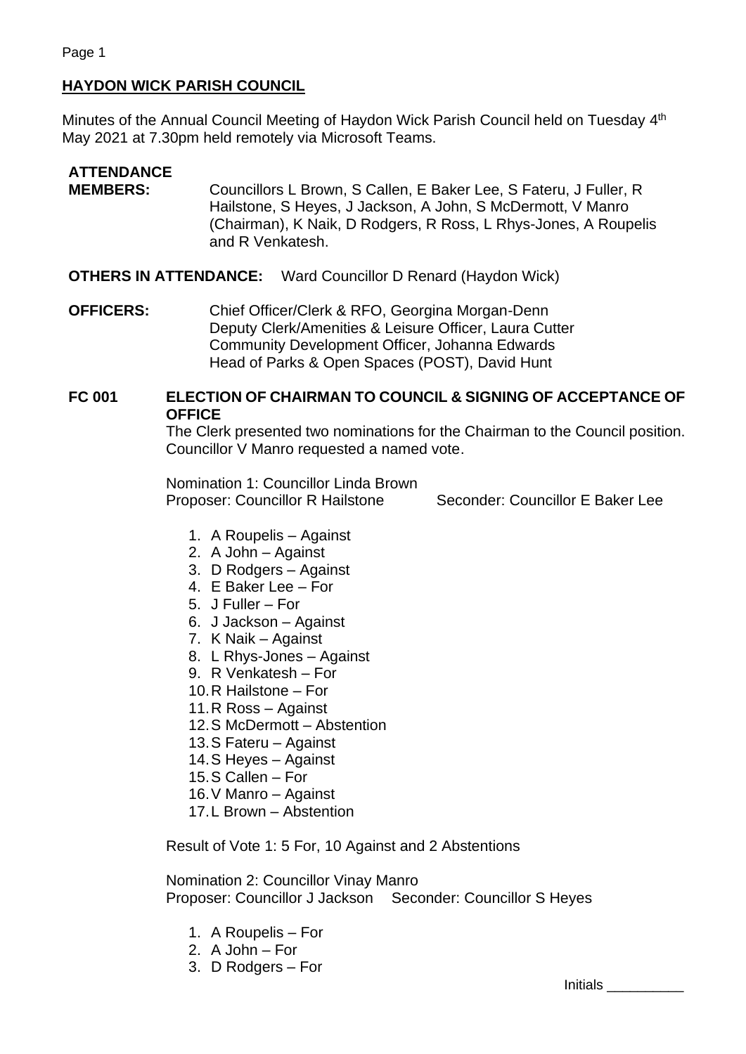## HAYDON WICK PARISH COUNCIL

Minutes of the Annual Council Meeting of Haydon Wick Parish Council held on Tuesday 4th May 2021 at 7.30pm held remotely via Microsoft Teams.

**ATTENDANCE**

**MEMBERS:** Councillors L Brown, S Callen, E Baker Lee, S Fateru, J Fuller, R Hailstone, S Heyes, J Jackson, A John, S McDermott, V Manro (Chairman), K Naik, D Rodgers, R Ross, L Rhys-Jones, A Roupelis and R Venkatesh.

**OTHERS IN ATTENDANCE:** Ward Councillor D Renard (Haydon Wick)

**OFFICERS:** Chief Officer/Clerk & RFO, Georgina Morgan-Denn
Deputy Clerk/Amenities & Leisure Officer, Laura Cutter
Community Development Officer, Johanna Edwards
Head of Parks & Open Spaces (POST), David Hunt

### FC 001 ELECTION OF CHAIRMAN TO COUNCIL & SIGNING OF ACCEPTANCE OF OFFICE

The Clerk presented two nominations for the Chairman to the Council position. Councillor V Manro requested a named vote.

Nomination 1: Councillor Linda Brown
Proposer: Councillor R Hailstone Seconder: Councillor E Baker Lee

1. A Roupelis – Against
2. A John – Against
3. D Rodgers – Against
4. E Baker Lee – For
5. J Fuller – For
6. J Jackson – Against
7. K Naik – Against
8. L Rhys-Jones – Against
9. R Venkatesh – For
10. R Hailstone – For
11. R Ross – Against
12. S McDermott – Abstention
13. S Fateru – Against
14. S Heyes – Against
15. S Callen – For
16. V Manro – Against
17. L Brown – Abstention

Result of Vote 1: 5 For, 10 Against and 2 Abstentions

Nomination 2: Councillor Vinay Manro
Proposer: Councillor J Jackson Seconder: Councillor S Heyes

1. A Roupelis – For
2. A John – For
3. D Rodgers – For

Initials __________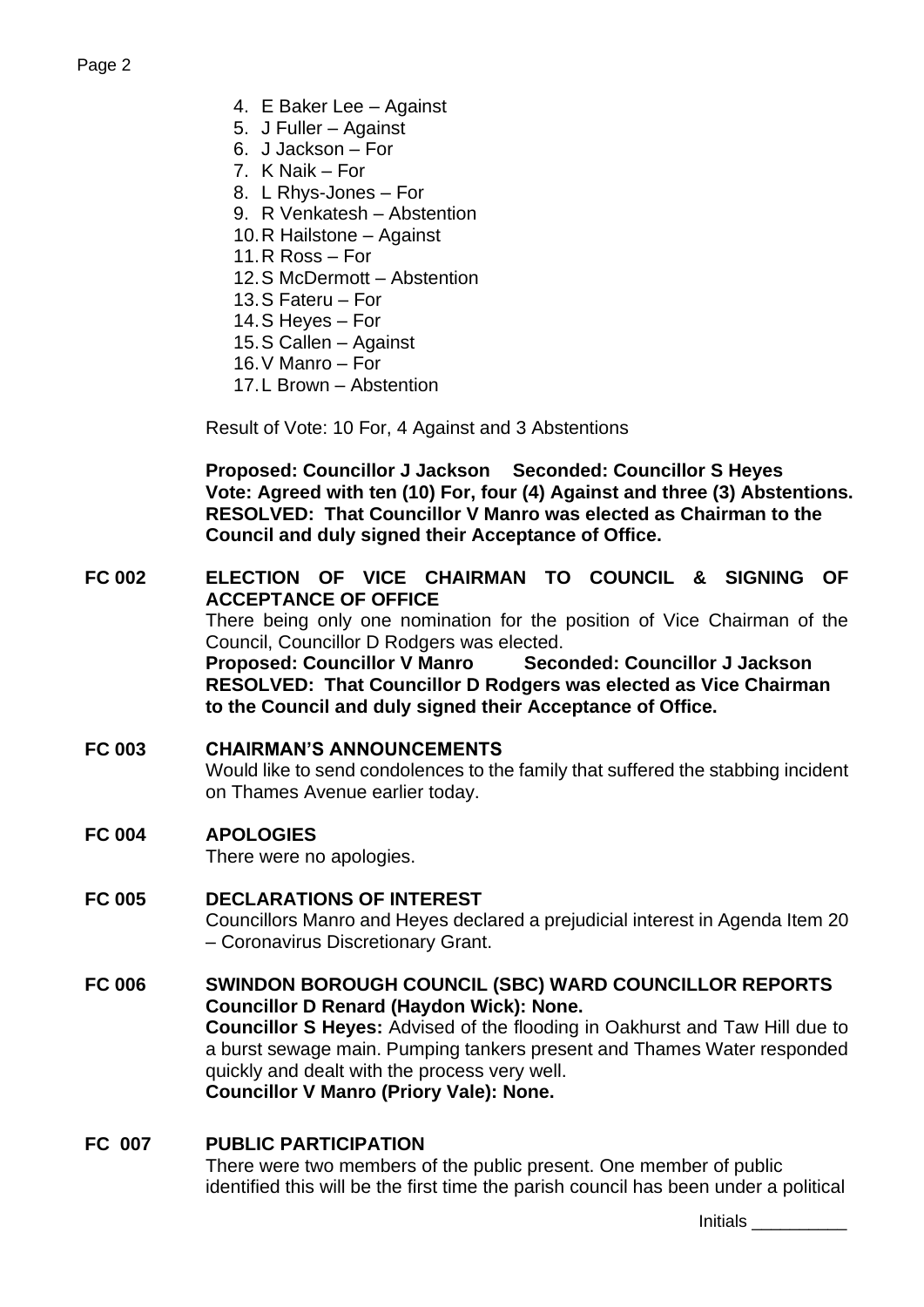4. E Baker Lee – Against
5. J Fuller – Against
6. J Jackson – For
7. K Naik – For
8. L Rhys-Jones – For
9. R Venkatesh – Abstention
10. R Hailstone – Against
11. R Ross – For
12. S McDermott – Abstention
13. S Fateru – For
14. S Heyes – For
15. S Callen – Against
16. V Manro – For
17. L Brown – Abstention

Result of Vote: 10 For, 4 Against and 3 Abstentions

**Proposed: Councillor J Jackson Seconded: Councillor S Heyes**
**Vote: Agreed with ten (10) For, four (4) Against and three (3) Abstentions.**
**RESOLVED: That Councillor V Manro was elected as Chairman to the Council and duly signed their Acceptance of Office.**

**FC 002 ELECTION OF VICE CHAIRMAN TO COUNCIL & SIGNING OF ACCEPTANCE OF OFFICE**

There being only one nomination for the position of Vice Chairman of the Council, Councillor D Rodgers was elected.
**Proposed: Councillor V Manro Seconded: Councillor J Jackson**
**RESOLVED: That Councillor D Rodgers was elected as Vice Chairman to the Council and duly signed their Acceptance of Office.**

**FC 003 CHAIRMAN'S ANNOUNCEMENTS**

Would like to send condolences to the family that suffered the stabbing incident on Thames Avenue earlier today.

**FC 004 APOLOGIES**

There were no apologies.

**FC 005 DECLARATIONS OF INTEREST**

Councillors Manro and Heyes declared a prejudicial interest in Agenda Item 20 – Coronavirus Discretionary Grant.

**FC 006 SWINDON BOROUGH COUNCIL (SBC) WARD COUNCILLOR REPORTS**

**Councillor D Renard (Haydon Wick): None.**
**Councillor S Heyes:** Advised of the flooding in Oakhurst and Taw Hill due to a burst sewage main. Pumping tankers present and Thames Water responded quickly and dealt with the process very well.
**Councillor V Manro (Priory Vale): None.**

**FC 007 PUBLIC PARTICIPATION**

There were two members of the public present. One member of public identified this will be the first time the parish council has been under a political

Initials __________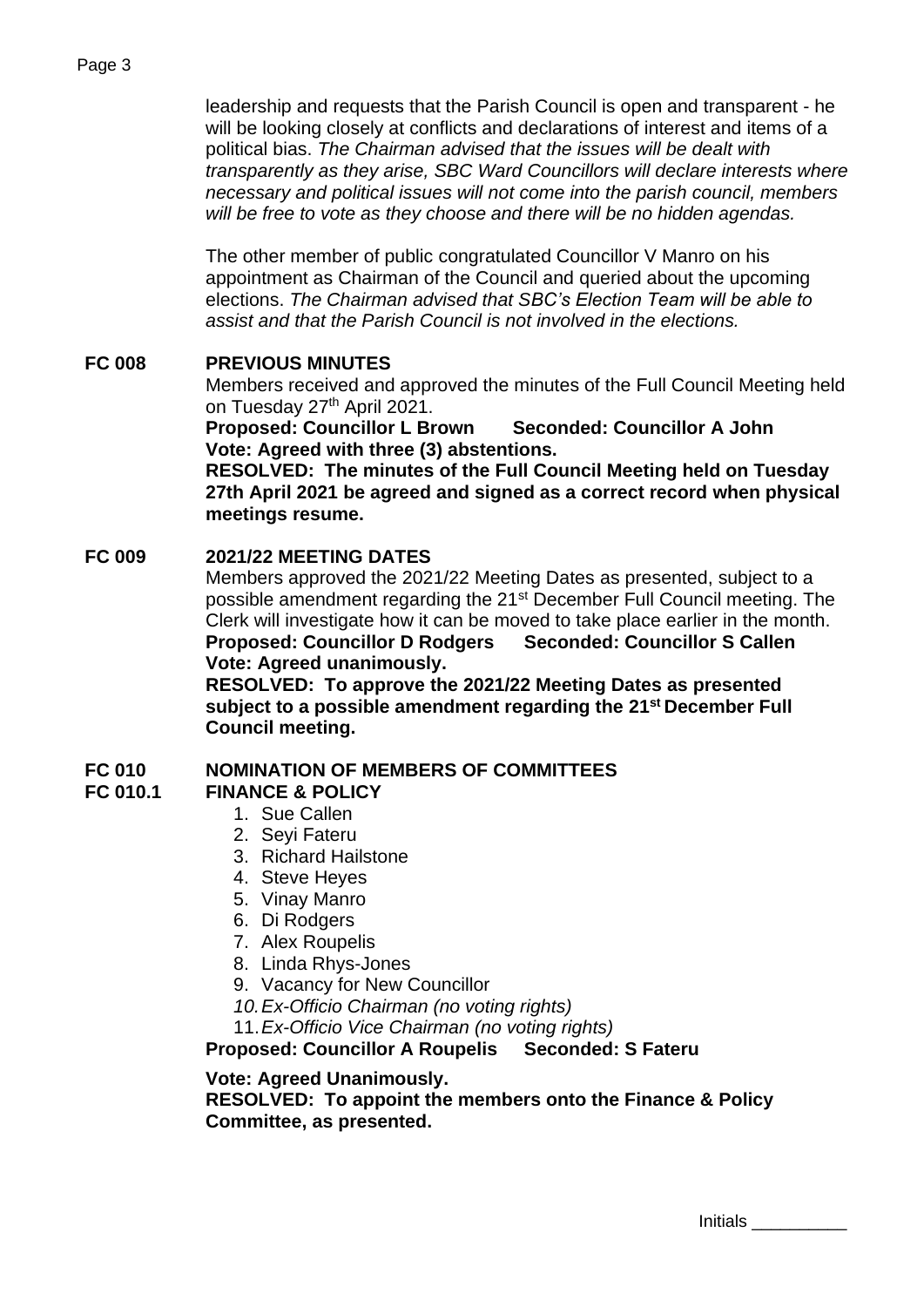leadership and requests that the Parish Council is open and transparent - he will be looking closely at conflicts and declarations of interest and items of a political bias. *The Chairman advised that the issues will be dealt with transparently as they arise, SBC Ward Councillors will declare interests where necessary and political issues will not come into the parish council, members will be free to vote as they choose and there will be no hidden agendas.*

The other member of public congratulated Councillor V Manro on his appointment as Chairman of the Council and queried about the upcoming elections. *The Chairman advised that SBC's Election Team will be able to assist and that the Parish Council is not involved in the elections.*

**FC 008 PREVIOUS MINUTES**

Members received and approved the minutes of the Full Council Meeting held on Tuesday 27th April 2021.

**Proposed: Councillor L Brown Seconded: Councillor A John**
**Vote: Agreed with three (3) abstentions.**
**RESOLVED: The minutes of the Full Council Meeting held on Tuesday 27th April 2021 be agreed and signed as a correct record when physical meetings resume.**

**FC 009 2021/22 MEETING DATES**

Members approved the 2021/22 Meeting Dates as presented, subject to a possible amendment regarding the 21st December Full Council meeting. The Clerk will investigate how it can be moved to take place earlier in the month.

**Proposed: Councillor D Rodgers Seconded: Councillor S Callen**
**Vote: Agreed unanimously.**
**RESOLVED: To approve the 2021/22 Meeting Dates as presented subject to a possible amendment regarding the 21st December Full Council meeting.**

**FC 010 NOMINATION OF MEMBERS OF COMMITTEES**

**FC 010.1 FINANCE & POLICY**

1. Sue Callen
2. Seyi Fateru
3. Richard Hailstone
4. Steve Heyes
5. Vinay Manro
6. Di Rodgers
7. Alex Roupelis
8. Linda Rhys-Jones
9. Vacancy for New Councillor
10. *Ex-Officio Chairman (no voting rights)*
11. *Ex-Officio Vice Chairman (no voting rights)*

**Proposed: Councillor A Roupelis Seconded: S Fateru**

**Vote: Agreed Unanimously.**
**RESOLVED: To appoint the members onto the Finance & Policy Committee, as presented.**

Initials __________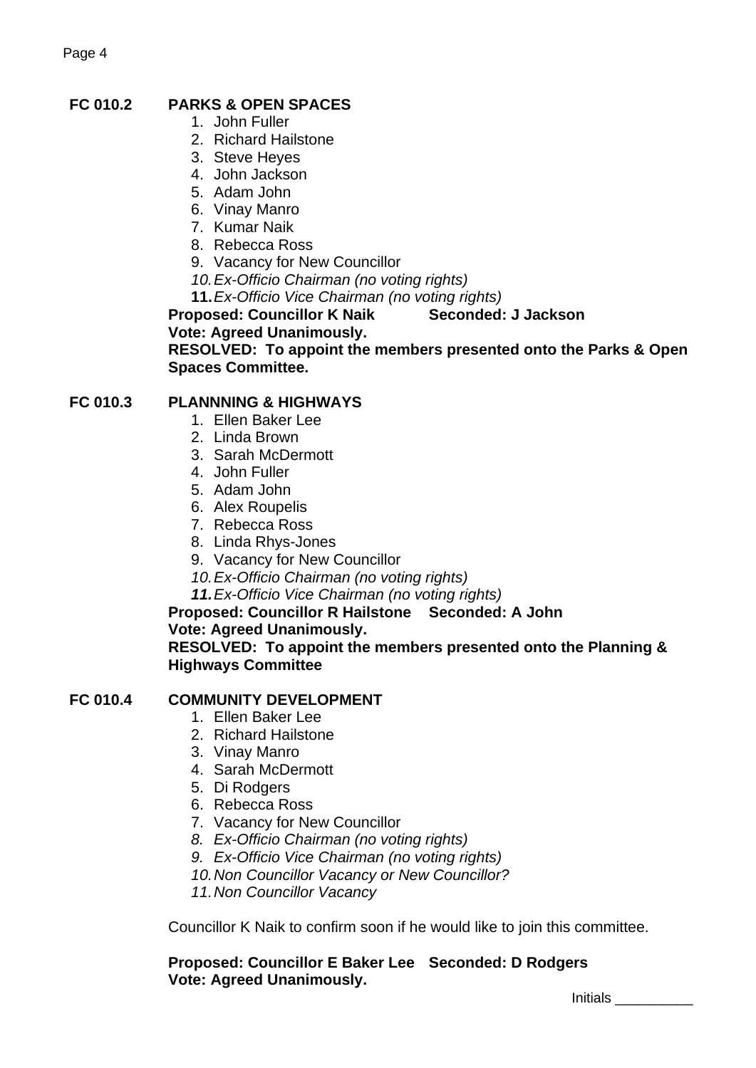**FC 010.2 PARKS & OPEN SPACES**

1. John Fuller
2. Richard Hailstone
3. Steve Heyes
4. John Jackson
5. Adam John
6. Vinay Manro
7. Kumar Naik
8. Rebecca Ross
9. Vacancy for New Councillor
10. *Ex-Officio Chairman (no voting rights)*
11. *Ex-Officio Vice Chairman (no voting rights)*

**Proposed: Councillor K Naik Seconded: J Jackson**
**Vote: Agreed Unanimously.**
**RESOLVED: To appoint the members presented onto the Parks & Open Spaces Committee.**

**FC 010.3 PLANNNING & HIGHWAYS**

1. Ellen Baker Lee
2. Linda Brown
3. Sarah McDermott
4. John Fuller
5. Adam John
6. Alex Roupelis
7. Rebecca Ross
8. Linda Rhys-Jones
9. Vacancy for New Councillor
10. *Ex-Officio Chairman (no voting rights)*
11. *Ex-Officio Vice Chairman (no voting rights)*

**Proposed: Councillor R Hailstone Seconded: A John**
**Vote: Agreed Unanimously.**
**RESOLVED: To appoint the members presented onto the Planning & Highways Committee**

**FC 010.4 COMMUNITY DEVELOPMENT**

1. Ellen Baker Lee
2. Richard Hailstone
3. Vinay Manro
4. Sarah McDermott
5. Di Rodgers
6. Rebecca Ross
7. Vacancy for New Councillor
8. *Ex-Officio Chairman (no voting rights)*
9. *Ex-Officio Vice Chairman (no voting rights)*
10. *Non Councillor Vacancy or New Councillor?*
11. *Non Councillor Vacancy*

Councillor K Naik to confirm soon if he would like to join this committee.

**Proposed: Councillor E Baker Lee Seconded: D Rodgers**
**Vote: Agreed Unanimously.**

Initials __________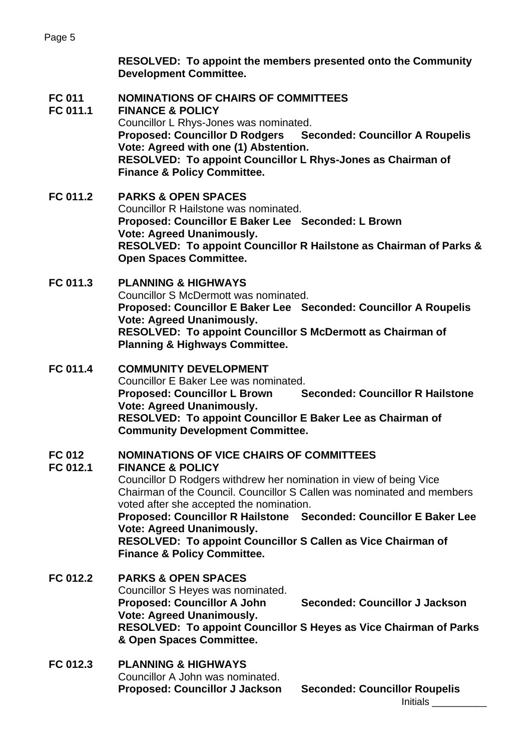**RESOLVED: To appoint the members presented onto the Community Development Committee.**

**FC 011 NOMINATIONS OF CHAIRS OF COMMITTEES**

**FC 011.1 FINANCE & POLICY**

Councillor L Rhys-Jones was nominated.

**Proposed: Councillor D Rodgers Seconded: Councillor A Roupelis**

**Vote: Agreed with one (1) Abstention.**

**RESOLVED: To appoint Councillor L Rhys-Jones as Chairman of Finance & Policy Committee.**

**FC 011.2 PARKS & OPEN SPACES**

Councillor R Hailstone was nominated.

**Proposed: Councillor E Baker Lee Seconded: L Brown**

**Vote: Agreed Unanimously.**

**RESOLVED: To appoint Councillor R Hailstone as Chairman of Parks & Open Spaces Committee.**

**FC 011.3 PLANNING & HIGHWAYS**

Councillor S McDermott was nominated.

**Proposed: Councillor E Baker Lee Seconded: Councillor A Roupelis**

**Vote: Agreed Unanimously.**

**RESOLVED: To appoint Councillor S McDermott as Chairman of Planning & Highways Committee.**

**FC 011.4 COMMUNITY DEVELOPMENT**

Councillor E Baker Lee was nominated.

**Proposed: Councillor L Brown Seconded: Councillor R Hailstone**

**Vote: Agreed Unanimously.**

**RESOLVED: To appoint Councillor E Baker Lee as Chairman of Community Development Committee.**

**FC 012 NOMINATIONS OF VICE CHAIRS OF COMMITTEES**

**FC 012.1 FINANCE & POLICY**

Councillor D Rodgers withdrew her nomination in view of being Vice Chairman of the Council. Councillor S Callen was nominated and members voted after she accepted the nomination.

**Proposed: Councillor R Hailstone Seconded: Councillor E Baker Lee**

**Vote: Agreed Unanimously.**

**RESOLVED: To appoint Councillor S Callen as Vice Chairman of Finance & Policy Committee.**

**FC 012.2 PARKS & OPEN SPACES**

Councillor S Heyes was nominated.

**Proposed: Councillor A John Seconded: Councillor J Jackson**

**Vote: Agreed Unanimously.**

**RESOLVED: To appoint Councillor S Heyes as Vice Chairman of Parks & Open Spaces Committee.**

**FC 012.3 PLANNING & HIGHWAYS**

Councillor A John was nominated.

**Proposed: Councillor J Jackson Seconded: Councillor Roupelis**

Initials __________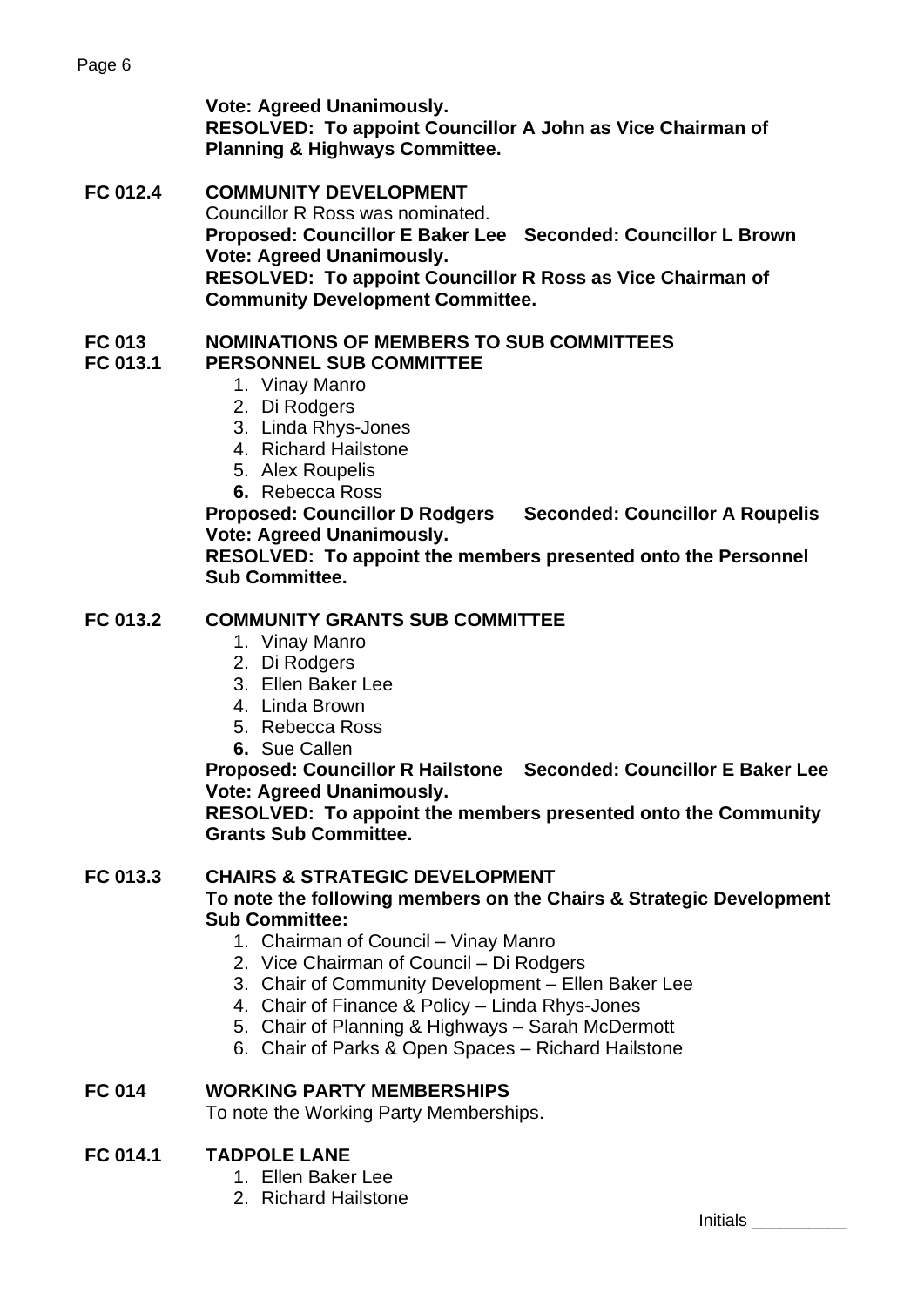**Vote: Agreed Unanimously.**
**RESOLVED: To appoint Councillor A John as Vice Chairman of Planning & Highways Committee.**

**FC 012.4 COMMUNITY DEVELOPMENT**

Councillor R Ross was nominated.
**Proposed: Councillor E Baker Lee Seconded: Councillor L Brown**
**Vote: Agreed Unanimously.**
**RESOLVED: To appoint Councillor R Ross as Vice Chairman of Community Development Committee.**

**FC 013 NOMINATIONS OF MEMBERS TO SUB COMMITTEES**

**FC 013.1 PERSONNEL SUB COMMITTEE**

1. Vinay Manro
2. Di Rodgers
3. Linda Rhys-Jones
4. Richard Hailstone
5. Alex Roupelis
6. Rebecca Ross

**Proposed: Councillor D Rodgers Seconded: Councillor A Roupelis**
**Vote: Agreed Unanimously.**
**RESOLVED: To appoint the members presented onto the Personnel Sub Committee.**

**FC 013.2 COMMUNITY GRANTS SUB COMMITTEE**

1. Vinay Manro
2. Di Rodgers
3. Ellen Baker Lee
4. Linda Brown
5. Rebecca Ross
6. Sue Callen

**Proposed: Councillor R Hailstone Seconded: Councillor E Baker Lee**
**Vote: Agreed Unanimously.**
**RESOLVED: To appoint the members presented onto the Community Grants Sub Committee.**

**FC 013.3 CHAIRS & STRATEGIC DEVELOPMENT**

**To note the following members on the Chairs & Strategic Development Sub Committee:**

1. Chairman of Council – Vinay Manro
2. Vice Chairman of Council – Di Rodgers
3. Chair of Community Development – Ellen Baker Lee
4. Chair of Finance & Policy – Linda Rhys-Jones
5. Chair of Planning & Highways – Sarah McDermott
6. Chair of Parks & Open Spaces – Richard Hailstone

**FC 014 WORKING PARTY MEMBERSHIPS**

To note the Working Party Memberships.

**FC 014.1 TADPOLE LANE**

1. Ellen Baker Lee
2. Richard Hailstone

Initials __________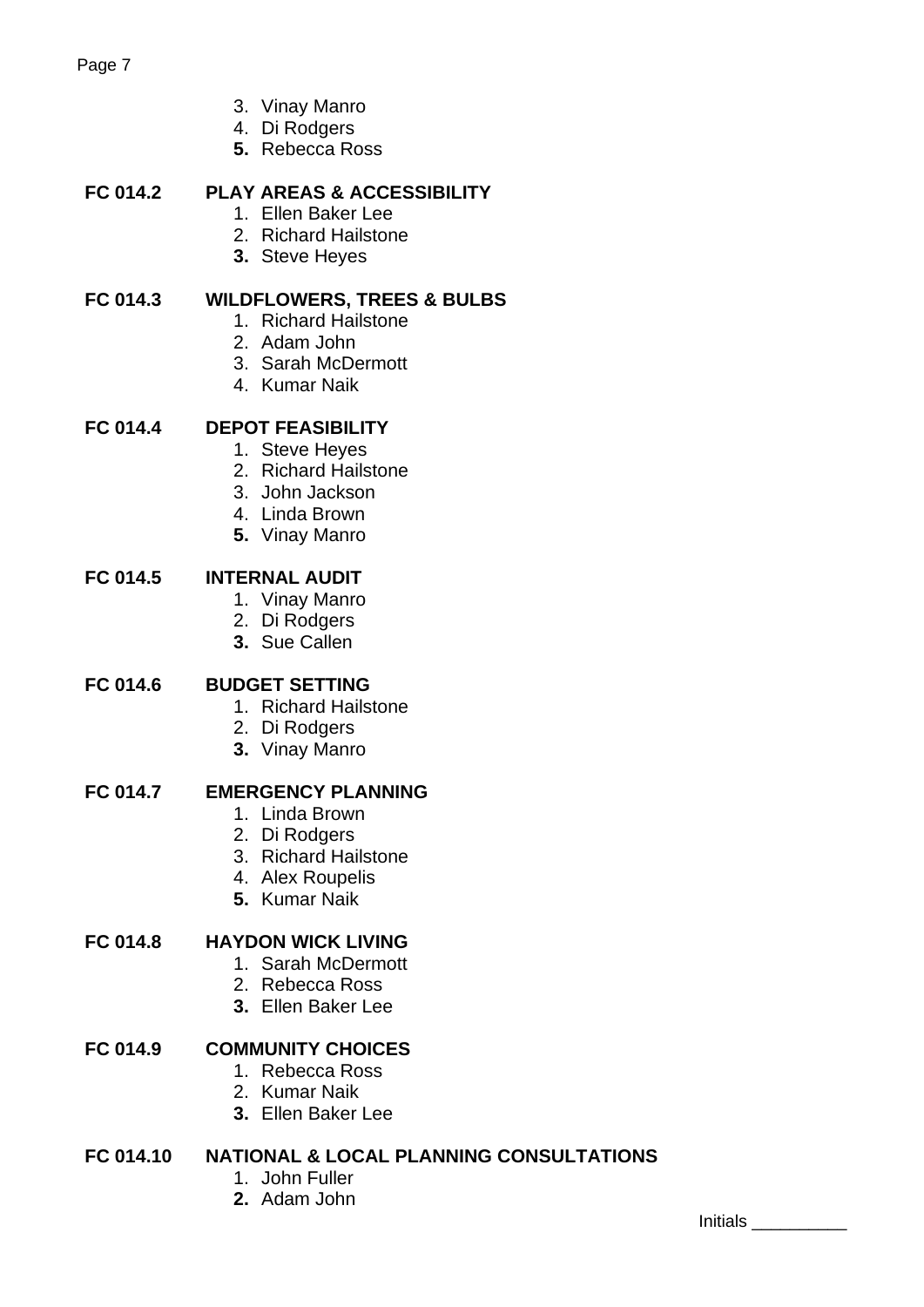3. Vinay Manro
4. Di Rodgers
5. Rebecca Ross

**FC 014.2 PLAY AREAS & ACCESSIBILITY**

1. Ellen Baker Lee
2. Richard Hailstone
3. Steve Heyes

**FC 014.3 WILDFLOWERS, TREES & BULBS**

1. Richard Hailstone
2. Adam John
3. Sarah McDermott
4. Kumar Naik

**FC 014.4 DEPOT FEASIBILITY**

1. Steve Heyes
2. Richard Hailstone
3. John Jackson
4. Linda Brown
5. Vinay Manro

**FC 014.5 INTERNAL AUDIT**

1. Vinay Manro
2. Di Rodgers
3. Sue Callen

**FC 014.6 BUDGET SETTING**

1. Richard Hailstone
2. Di Rodgers
3. Vinay Manro

**FC 014.7 EMERGENCY PLANNING**

1. Linda Brown
2. Di Rodgers
3. Richard Hailstone
4. Alex Roupelis
5. Kumar Naik

**FC 014.8 HAYDON WICK LIVING**

1. Sarah McDermott
2. Rebecca Ross
3. Ellen Baker Lee

**FC 014.9 COMMUNITY CHOICES**

1. Rebecca Ross
2. Kumar Naik
3. Ellen Baker Lee

**FC 014.10 NATIONAL & LOCAL PLANNING CONSULTATIONS**

1. John Fuller
2. Adam John

Initials __________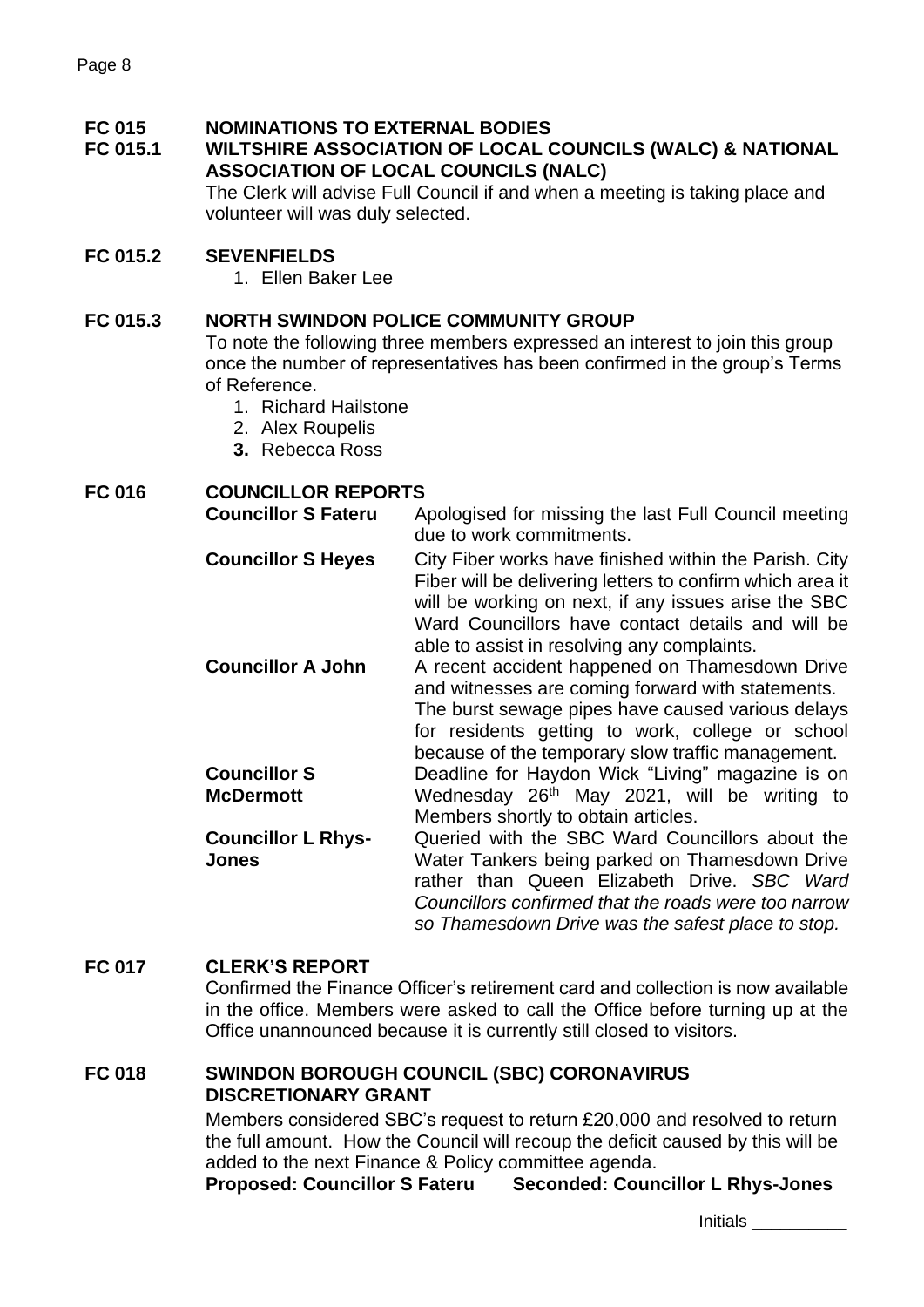## FC 015 NOMINATIONS TO EXTERNAL BODIES

### FC 015.1 WILTSHIRE ASSOCIATION OF LOCAL COUNCILS (WALC) & NATIONAL ASSOCIATION OF LOCAL COUNCILS (NALC)

The Clerk will advise Full Council if and when a meeting is taking place and volunteer will was duly selected.

### FC 015.2 SEVENFIELDS

1. Ellen Baker Lee

### FC 015.3 NORTH SWINDON POLICE COMMUNITY GROUP

To note the following three members expressed an interest to join this group once the number of representatives has been confirmed in the group's Terms of Reference.

1. Richard Hailstone
2. Alex Roupelis
3. **Rebecca Ross**

## FC 016 COUNCILLOR REPORTS

| | |
|---|---|
| **Councillor S Fateru** | Apologised for missing the last Full Council meeting due to work commitments. |
| **Councillor S Heyes** | City Fiber works have finished within the Parish. City Fiber will be delivering letters to confirm which area it will be working on next, if any issues arise the SBC Ward Councillors have contact details and will be able to assist in resolving any complaints. |
| **Councillor A John** | A recent accident happened on Thamesdown Drive and witnesses are coming forward with statements. The burst sewage pipes have caused various delays for residents getting to work, college or school because of the temporary slow traffic management. |
| **Councillor S McDermott** | Deadline for Haydon Wick "Living" magazine is on Wednesday 26th May 2021, will be writing to Members shortly to obtain articles. |
| **Councillor L Rhys-Jones** | Queried with the SBC Ward Councillors about the Water Tankers being parked on Thamesdown Drive rather than Queen Elizabeth Drive. *SBC Ward Councillors confirmed that the roads were too narrow so Thamesdown Drive was the safest place to stop.* |

## FC 017 CLERK'S REPORT

Confirmed the Finance Officer's retirement card and collection is now available in the office. Members were asked to call the Office before turning up at the Office unannounced because it is currently still closed to visitors.

## FC 018 SWINDON BOROUGH COUNCIL (SBC) CORONAVIRUS DISCRETIONARY GRANT

Members considered SBC's request to return £20,000 and resolved to return the full amount. How the Council will recoup the deficit caused by this will be added to the next Finance & Policy committee agenda.

**Proposed: Councillor S Fateru Seconded: Councillor L Rhys-Jones**

Initials __________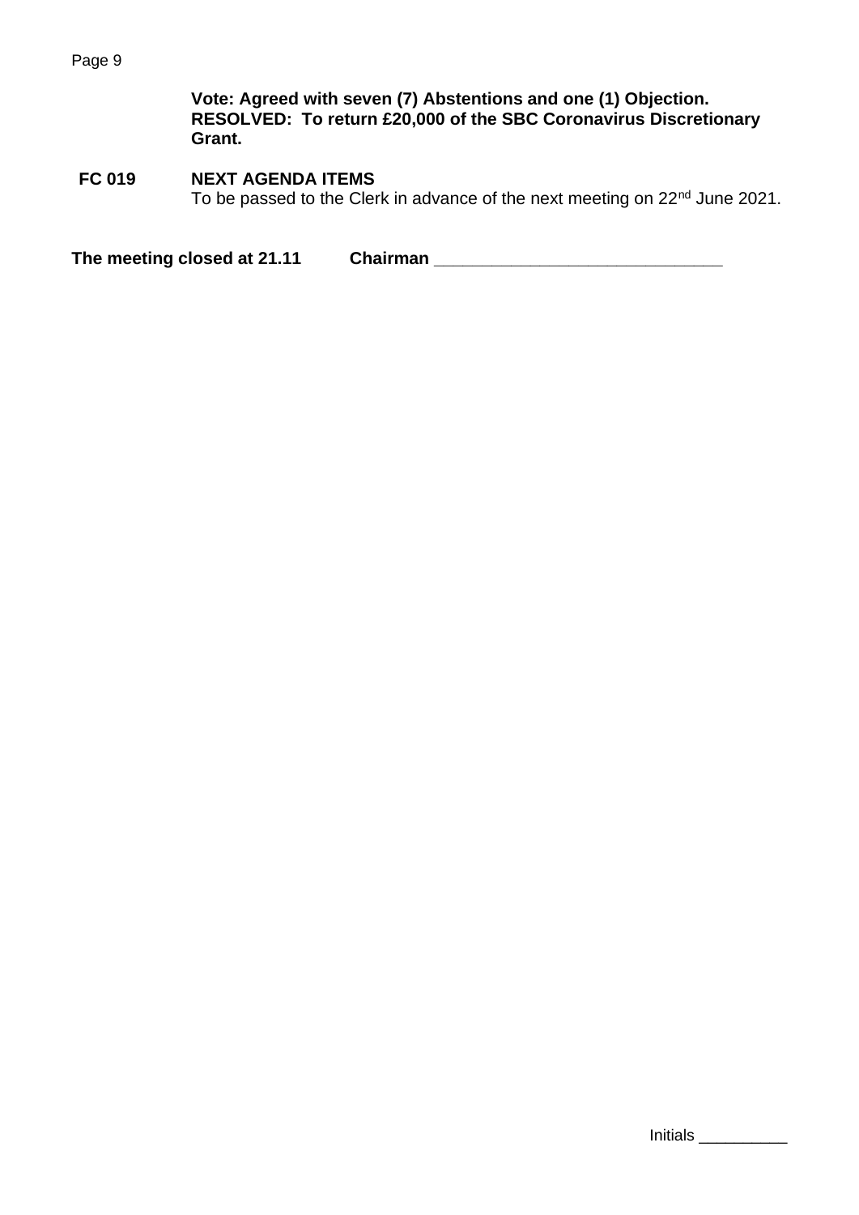**Vote: Agreed with seven (7) Abstentions and one (1) Objection.**
**RESOLVED: To return £20,000 of the SBC Coronavirus Discretionary Grant.**

**FC 019 NEXT AGENDA ITEMS**

To be passed to the Clerk in advance of the next meeting on 22nd June 2021.

**The meeting closed at 21.11** **Chairman \_\_\_\_\_\_\_\_\_\_\_\_\_\_\_\_\_\_\_\_\_\_\_\_\_\_\_\_\_\_**

Initials \_\_\_\_\_\_\_\_\_\_